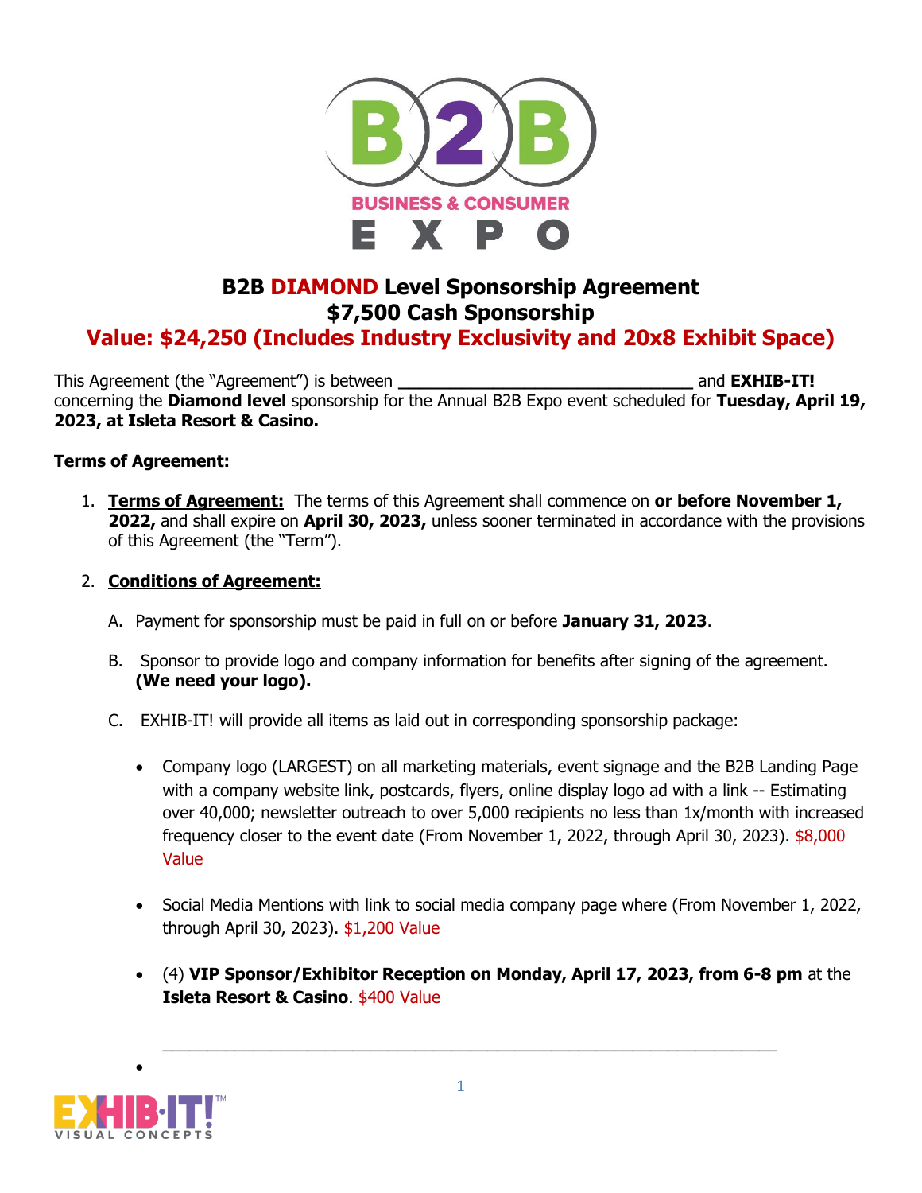# B2B DIAMOND Level Sponsorship Agreement
## $7,500 Cash Sponsorship
## Value: $24,250 (Includes Industry Exclusivity and 20x8 Exhibit Space)

This Agreement (the "Agreement") is between ______________________________ and **EXHIB-IT!** concerning the **Diamond level** sponsorship for the Annual B2B Expo event scheduled for **Tuesday, April 19, 2023, at Isleta Resort & Casino.**

**Terms of Agreement:**

1. **Terms of Agreement:** The terms of this Agreement shall commence on **or before November 1, 2022,** and shall expire on **April 30, 2023,** unless sooner terminated in accordance with the provisions of this Agreement (the "Term").

2. **Conditions of Agreement:**

   A. Payment for sponsorship must be paid in full on or before **January 31, 2023**.

   B. Sponsor to provide logo and company information for benefits after signing of the agreement. **(We need your logo).**

   C. EXHIB-IT! will provide all items as laid out in corresponding sponsorship package:

   - Company logo (LARGEST) on all marketing materials, event signage and the B2B Landing Page with a company website link, postcards, flyers, online display logo ad with a link -- Estimating over 40,000; newsletter outreach to over 5,000 recipients no less than 1x/month with increased frequency closer to the event date (From November 1, 2022, through April 30, 2023). $8,000 Value

   - Social Media Mentions with link to social media company page where (From November 1, 2022, through April 30, 2023). $1,200 Value

   - (4) **VIP Sponsor/Exhibitor Reception on Monday, April 17, 2023, from 6-8 pm** at the **Isleta Resort & Casino**. $400 Value

   -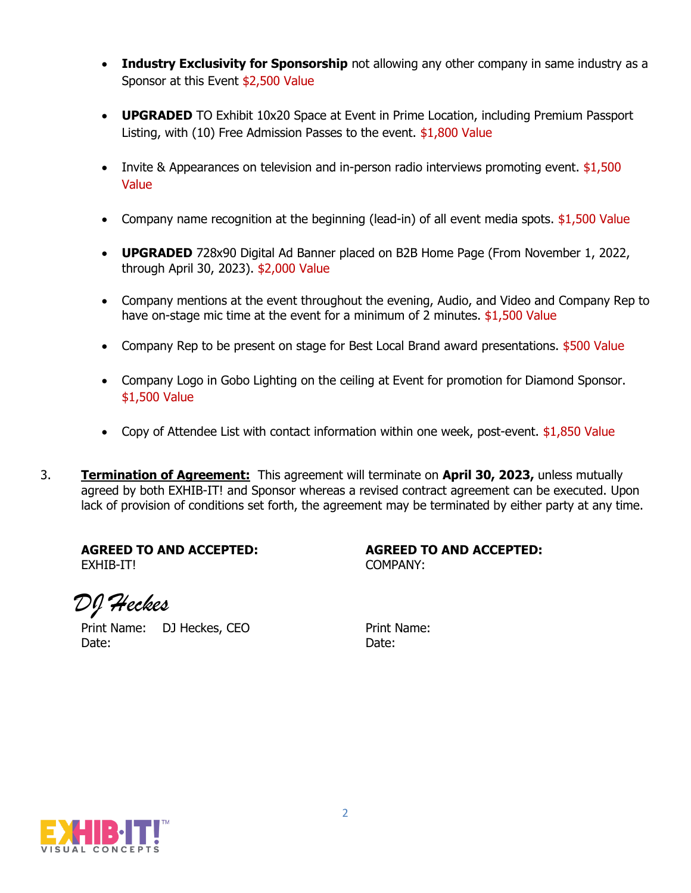- **Industry Exclusivity for Sponsorship** not allowing any other company in same industry as a Sponsor at this Event $2,500 Value

- **UPGRADED** TO Exhibit 10x20 Space at Event in Prime Location, including Premium Passport Listing, with (10) Free Admission Passes to the event. $1,800 Value

- Invite & Appearances on television and in-person radio interviews promoting event. $1,500 Value

- Company name recognition at the beginning (lead-in) of all event media spots. $1,500 Value

- **UPGRADED** 728x90 Digital Ad Banner placed on B2B Home Page (From November 1, 2022, through April 30, 2023). $2,000 Value

- Company mentions at the event throughout the evening, Audio, and Video and Company Rep to have on-stage mic time at the event for a minimum of 2 minutes. $1,500 Value

- Company Rep to be present on stage for Best Local Brand award presentations. $500 Value

- Company Logo in Gobo Lighting on the ceiling at Event for promotion for Diamond Sponsor. $1,500 Value

- Copy of Attendee List with contact information within one week, post-event. $1,850 Value

3. **Termination of Agreement:** This agreement will terminate on **April 30, 2023,** unless mutually agreed by both EXHIB-IT! and Sponsor whereas a revised contract agreement can be executed. Upon lack of provision of conditions set forth, the agreement may be terminated by either party at any time.

**AGREED TO AND ACCEPTED:**
EXHIB-IT!

*DJ Heckes*

Print Name: DJ Heckes, CEO
Date:

**AGREED TO AND ACCEPTED:**
COMPANY:

Print Name:
Date:

EXHIB·IT!™ VISUAL CONCEPTS